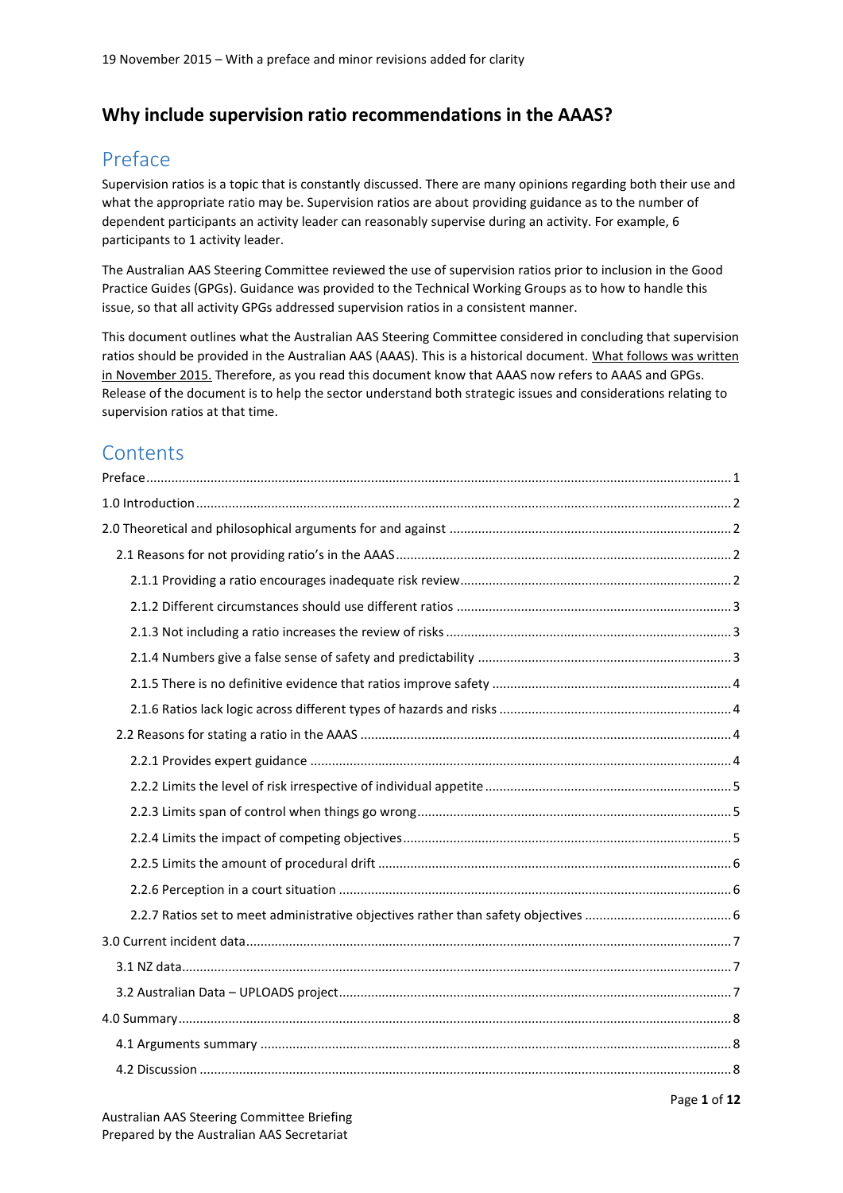19 November 2015 – With a preface and minor revisions added for clarity

# Why include supervision ratio recommendations in the AAAS?

## Preface

Supervision ratios is a topic that is constantly discussed. There are many opinions regarding both their use and what the appropriate ratio may be. Supervision ratios are about providing guidance as to the number of dependent participants an activity leader can reasonably supervise during an activity. For example, 6 participants to 1 activity leader.

The Australian AAS Steering Committee reviewed the use of supervision ratios prior to inclusion in the Good Practice Guides (GPGs). Guidance was provided to the Technical Working Groups as to how to handle this issue, so that all activity GPGs addressed supervision ratios in a consistent manner.

This document outlines what the Australian AAS Steering Committee considered in concluding that supervision ratios should be provided in the Australian AAS (AAAS). This is a historical document. What follows was written in November 2015. Therefore, as you read this document know that AAAS now refers to AAAS and GPGs. Release of the document is to help the sector understand both strategic issues and considerations relating to supervision ratios at that time.

## Contents

- Preface ..... 1
- 1.0 Introduction ..... 2
- 2.0 Theoretical and philosophical arguments for and against ..... 2
  - 2.1 Reasons for not providing ratio's in the AAAS ..... 2
    - 2.1.1 Providing a ratio encourages inadequate risk review ..... 2
    - 2.1.2 Different circumstances should use different ratios ..... 3
    - 2.1.3 Not including a ratio increases the review of risks ..... 3
    - 2.1.4 Numbers give a false sense of safety and predictability ..... 3
    - 2.1.5 There is no definitive evidence that ratios improve safety ..... 4
    - 2.1.6 Ratios lack logic across different types of hazards and risks ..... 4
  - 2.2 Reasons for stating a ratio in the AAAS ..... 4
    - 2.2.1 Provides expert guidance ..... 4
    - 2.2.2 Limits the level of risk irrespective of individual appetite ..... 5
    - 2.2.3 Limits span of control when things go wrong ..... 5
    - 2.2.4 Limits the impact of competing objectives ..... 5
    - 2.2.5 Limits the amount of procedural drift ..... 6
    - 2.2.6 Perception in a court situation ..... 6
    - 2.2.7 Ratios set to meet administrative objectives rather than safety objectives ..... 6
- 3.0 Current incident data ..... 7
  - 3.1 NZ data ..... 7
  - 3.2 Australian Data – UPLOADS project ..... 7
- 4.0 Summary ..... 8
  - 4.1 Arguments summary ..... 8
  - 4.2 Discussion ..... 8

Australian AAS Steering Committee Briefing
Prepared by the Australian AAS Secretariat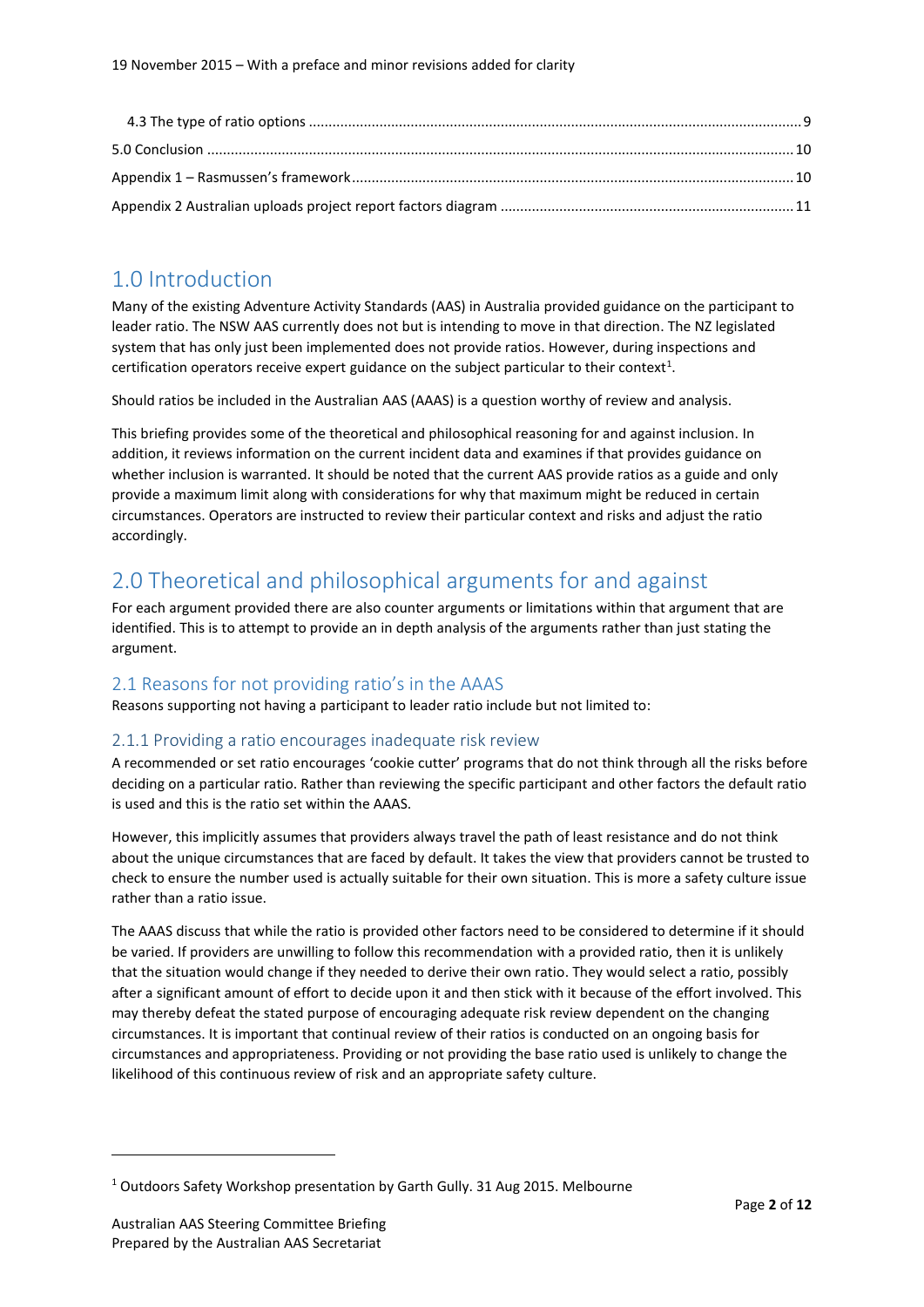19 November 2015 – With a preface and minor revisions added for clarity

4.3 The type of ratio options ........................................................................................................................ 9
5.0 Conclusion ............................................................................................................................................ 10
Appendix 1 – Rasmussen's framework ....................................................................................................... 10
Appendix 2 Australian uploads project report factors diagram ................................................................ 11

## 1.0 Introduction

Many of the existing Adventure Activity Standards (AAS) in Australia provided guidance on the participant to leader ratio. The NSW AAS currently does not but is intending to move in that direction. The NZ legislated system that has only just been implemented does not provide ratios. However, during inspections and certification operators receive expert guidance on the subject particular to their context[1].

Should ratios be included in the Australian AAS (AAAS) is a question worthy of review and analysis.

This briefing provides some of the theoretical and philosophical reasoning for and against inclusion. In addition, it reviews information on the current incident data and examines if that provides guidance on whether inclusion is warranted. It should be noted that the current AAS provide ratios as a guide and only provide a maximum limit along with considerations for why that maximum might be reduced in certain circumstances. Operators are instructed to review their particular context and risks and adjust the ratio accordingly.

## 2.0 Theoretical and philosophical arguments for and against

For each argument provided there are also counter arguments or limitations within that argument that are identified. This is to attempt to provide an in depth analysis of the arguments rather than just stating the argument.

### 2.1 Reasons for not providing ratio's in the AAAS

Reasons supporting not having a participant to leader ratio include but not limited to:

### 2.1.1 Providing a ratio encourages inadequate risk review

A recommended or set ratio encourages 'cookie cutter' programs that do not think through all the risks before deciding on a particular ratio. Rather than reviewing the specific participant and other factors the default ratio is used and this is the ratio set within the AAAS.

However, this implicitly assumes that providers always travel the path of least resistance and do not think about the unique circumstances that are faced by default. It takes the view that providers cannot be trusted to check to ensure the number used is actually suitable for their own situation. This is more a safety culture issue rather than a ratio issue.

The AAAS discuss that while the ratio is provided other factors need to be considered to determine if it should be varied. If providers are unwilling to follow this recommendation with a provided ratio, then it is unlikely that the situation would change if they needed to derive their own ratio. They would select a ratio, possibly after a significant amount of effort to decide upon it and then stick with it because of the effort involved. This may thereby defeat the stated purpose of encouraging adequate risk review dependent on the changing circumstances. It is important that continual review of their ratios is conducted on an ongoing basis for circumstances and appropriateness. Providing or not providing the base ratio used is unlikely to change the likelihood of this continuous review of risk and an appropriate safety culture.

[1] Outdoors Safety Workshop presentation by Garth Gully. 31 Aug 2015. Melbourne

Australian AAS Steering Committee Briefing
Prepared by the Australian AAS Secretariat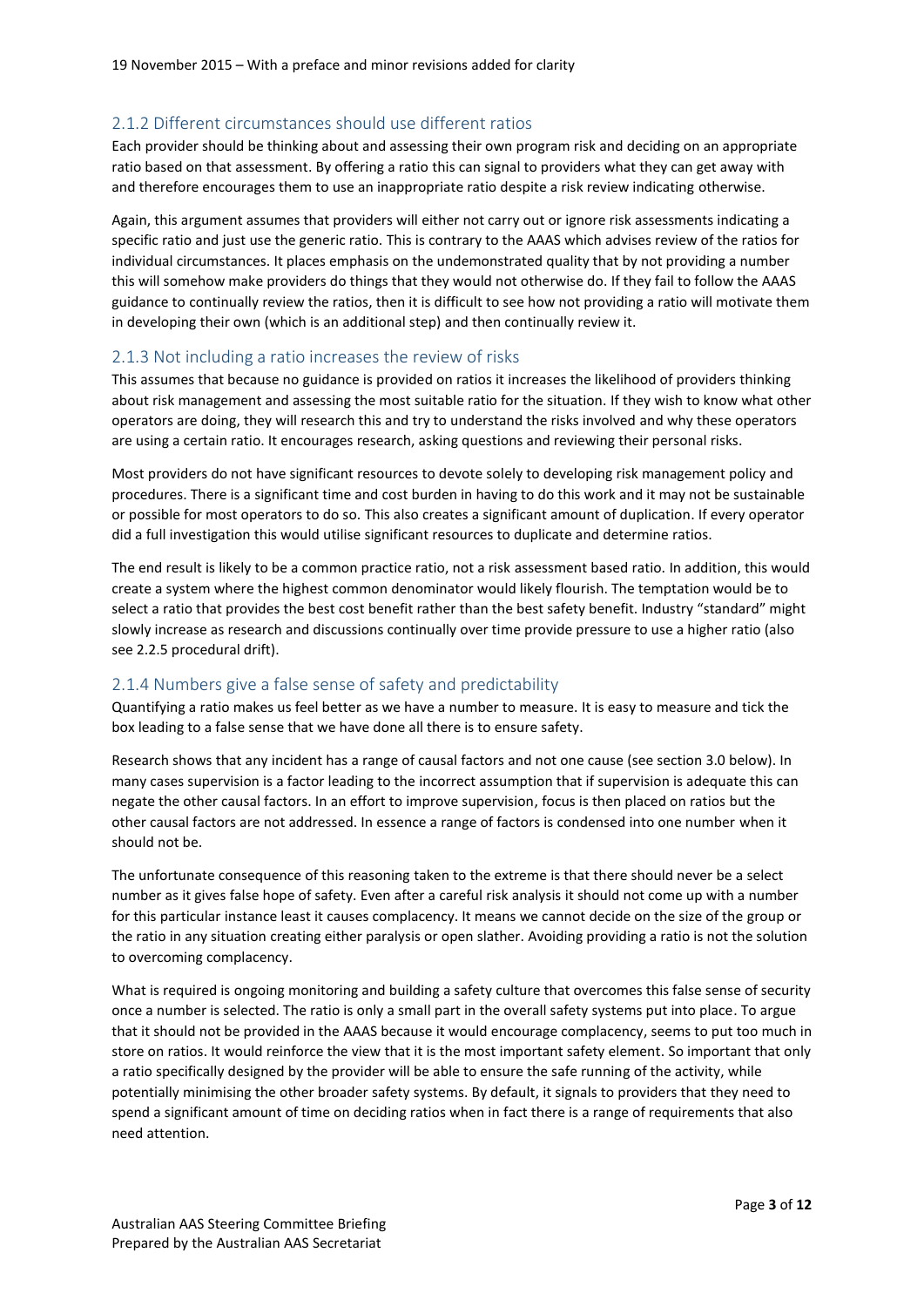### 2.1.2 Different circumstances should use different ratios

Each provider should be thinking about and assessing their own program risk and deciding on an appropriate ratio based on that assessment. By offering a ratio this can signal to providers what they can get away with and therefore encourages them to use an inappropriate ratio despite a risk review indicating otherwise.

Again, this argument assumes that providers will either not carry out or ignore risk assessments indicating a specific ratio and just use the generic ratio. This is contrary to the AAAS which advises review of the ratios for individual circumstances. It places emphasis on the undemonstrated quality that by not providing a number this will somehow make providers do things that they would not otherwise do. If they fail to follow the AAAS guidance to continually review the ratios, then it is difficult to see how not providing a ratio will motivate them in developing their own (which is an additional step) and then continually review it.

### 2.1.3 Not including a ratio increases the review of risks

This assumes that because no guidance is provided on ratios it increases the likelihood of providers thinking about risk management and assessing the most suitable ratio for the situation. If they wish to know what other operators are doing, they will research this and try to understand the risks involved and why these operators are using a certain ratio. It encourages research, asking questions and reviewing their personal risks.

Most providers do not have significant resources to devote solely to developing risk management policy and procedures. There is a significant time and cost burden in having to do this work and it may not be sustainable or possible for most operators to do so. This also creates a significant amount of duplication. If every operator did a full investigation this would utilise significant resources to duplicate and determine ratios.

The end result is likely to be a common practice ratio, not a risk assessment based ratio. In addition, this would create a system where the highest common denominator would likely flourish. The temptation would be to select a ratio that provides the best cost benefit rather than the best safety benefit. Industry "standard" might slowly increase as research and discussions continually over time provide pressure to use a higher ratio (also see 2.2.5 procedural drift).

### 2.1.4 Numbers give a false sense of safety and predictability

Quantifying a ratio makes us feel better as we have a number to measure. It is easy to measure and tick the box leading to a false sense that we have done all there is to ensure safety.

Research shows that any incident has a range of causal factors and not one cause (see section 3.0 below). In many cases supervision is a factor leading to the incorrect assumption that if supervision is adequate this can negate the other causal factors. In an effort to improve supervision, focus is then placed on ratios but the other causal factors are not addressed. In essence a range of factors is condensed into one number when it should not be.

The unfortunate consequence of this reasoning taken to the extreme is that there should never be a select number as it gives false hope of safety. Even after a careful risk analysis it should not come up with a number for this particular instance least it causes complacency. It means we cannot decide on the size of the group or the ratio in any situation creating either paralysis or open slather. Avoiding providing a ratio is not the solution to overcoming complacency.

What is required is ongoing monitoring and building a safety culture that overcomes this false sense of security once a number is selected. The ratio is only a small part in the overall safety systems put into place. To argue that it should not be provided in the AAAS because it would encourage complacency, seems to put too much in store on ratios. It would reinforce the view that it is the most important safety element. So important that only a ratio specifically designed by the provider will be able to ensure the safe running of the activity, while potentially minimising the other broader safety systems. By default, it signals to providers that they need to spend a significant amount of time on deciding ratios when in fact there is a range of requirements that also need attention.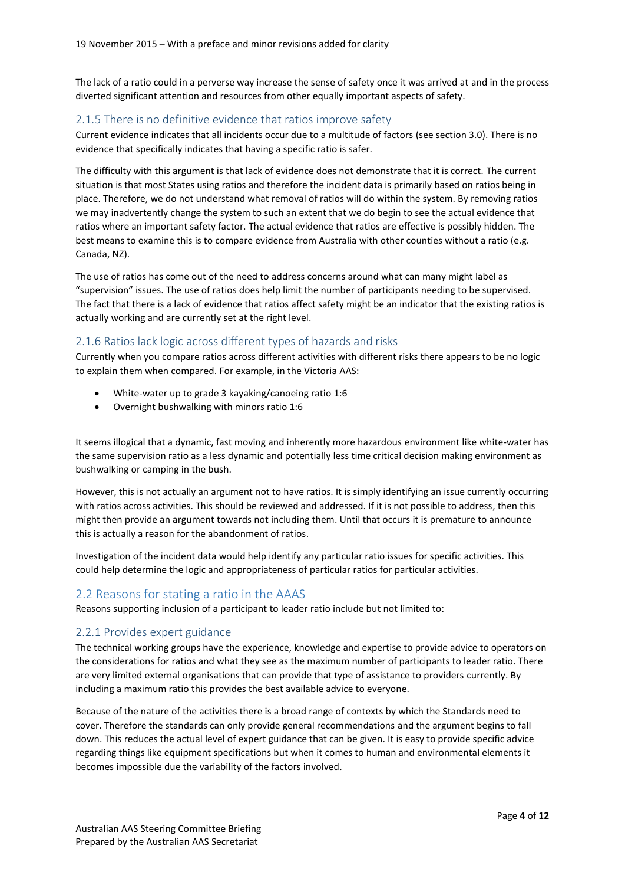The lack of a ratio could in a perverse way increase the sense of safety once it was arrived at and in the process diverted significant attention and resources from other equally important aspects of safety.

### 2.1.5 There is no definitive evidence that ratios improve safety

Current evidence indicates that all incidents occur due to a multitude of factors (see section 3.0). There is no evidence that specifically indicates that having a specific ratio is safer.

The difficulty with this argument is that lack of evidence does not demonstrate that it is correct. The current situation is that most States using ratios and therefore the incident data is primarily based on ratios being in place. Therefore, we do not understand what removal of ratios will do within the system. By removing ratios we may inadvertently change the system to such an extent that we do begin to see the actual evidence that ratios where an important safety factor. The actual evidence that ratios are effective is possibly hidden. The best means to examine this is to compare evidence from Australia with other counties without a ratio (e.g. Canada, NZ).

The use of ratios has come out of the need to address concerns around what can many might label as "supervision" issues. The use of ratios does help limit the number of participants needing to be supervised. The fact that there is a lack of evidence that ratios affect safety might be an indicator that the existing ratios is actually working and are currently set at the right level.

### 2.1.6 Ratios lack logic across different types of hazards and risks

Currently when you compare ratios across different activities with different risks there appears to be no logic to explain them when compared. For example, in the Victoria AAS:

- White-water up to grade 3 kayaking/canoeing ratio 1:6
- Overnight bushwalking with minors ratio 1:6

It seems illogical that a dynamic, fast moving and inherently more hazardous environment like white-water has the same supervision ratio as a less dynamic and potentially less time critical decision making environment as bushwalking or camping in the bush.

However, this is not actually an argument not to have ratios. It is simply identifying an issue currently occurring with ratios across activities. This should be reviewed and addressed. If it is not possible to address, then this might then provide an argument towards not including them. Until that occurs it is premature to announce this is actually a reason for the abandonment of ratios.

Investigation of the incident data would help identify any particular ratio issues for specific activities. This could help determine the logic and appropriateness of particular ratios for particular activities.

## 2.2 Reasons for stating a ratio in the AAAS

Reasons supporting inclusion of a participant to leader ratio include but not limited to:

### 2.2.1 Provides expert guidance

The technical working groups have the experience, knowledge and expertise to provide advice to operators on the considerations for ratios and what they see as the maximum number of participants to leader ratio. There are very limited external organisations that can provide that type of assistance to providers currently. By including a maximum ratio this provides the best available advice to everyone.

Because of the nature of the activities there is a broad range of contexts by which the Standards need to cover. Therefore the standards can only provide general recommendations and the argument begins to fall down. This reduces the actual level of expert guidance that can be given. It is easy to provide specific advice regarding things like equipment specifications but when it comes to human and environmental elements it becomes impossible due the variability of the factors involved.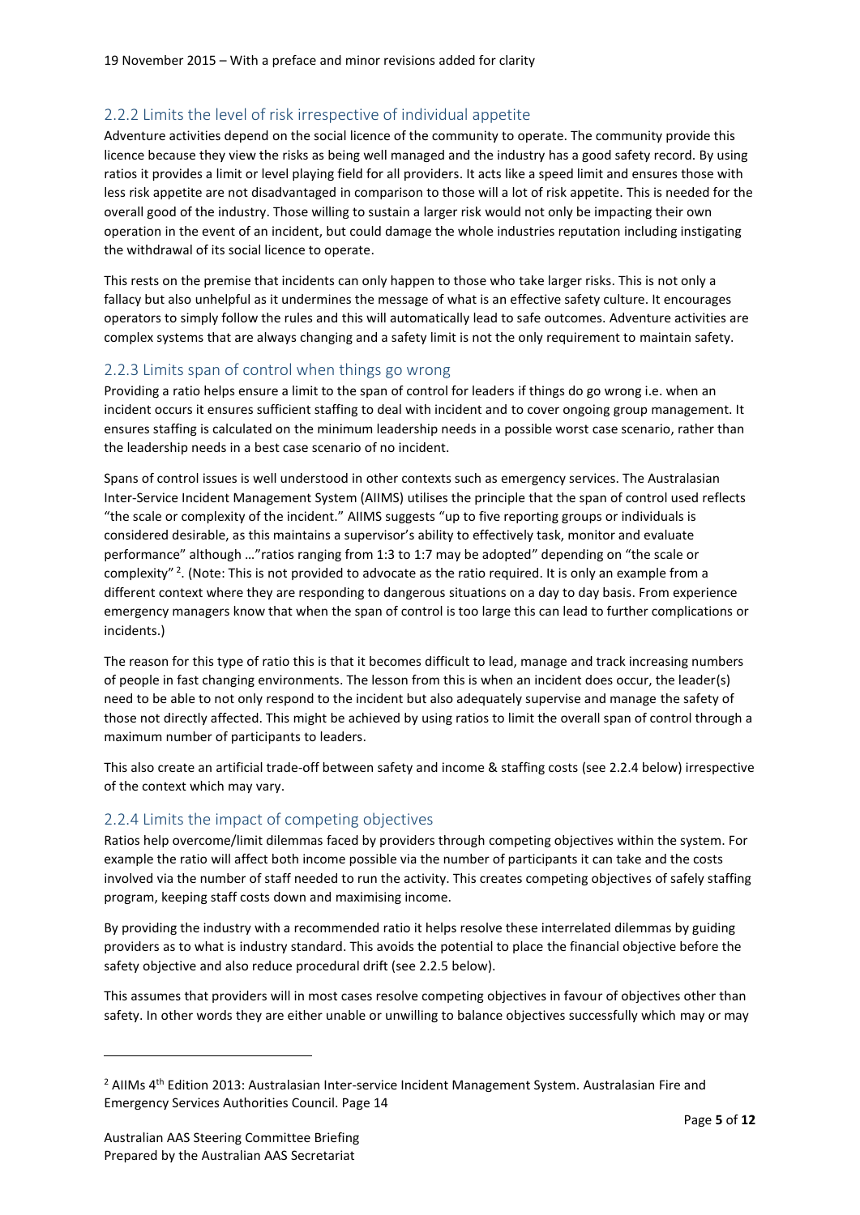### 2.2.2 Limits the level of risk irrespective of individual appetite

Adventure activities depend on the social licence of the community to operate. The community provide this licence because they view the risks as being well managed and the industry has a good safety record. By using ratios it provides a limit or level playing field for all providers. It acts like a speed limit and ensures those with less risk appetite are not disadvantaged in comparison to those will a lot of risk appetite. This is needed for the overall good of the industry. Those willing to sustain a larger risk would not only be impacting their own operation in the event of an incident, but could damage the whole industries reputation including instigating the withdrawal of its social licence to operate.

This rests on the premise that incidents can only happen to those who take larger risks. This is not only a fallacy but also unhelpful as it undermines the message of what is an effective safety culture. It encourages operators to simply follow the rules and this will automatically lead to safe outcomes. Adventure activities are complex systems that are always changing and a safety limit is not the only requirement to maintain safety.

### 2.2.3 Limits span of control when things go wrong

Providing a ratio helps ensure a limit to the span of control for leaders if things do go wrong i.e. when an incident occurs it ensures sufficient staffing to deal with incident and to cover ongoing group management. It ensures staffing is calculated on the minimum leadership needs in a possible worst case scenario, rather than the leadership needs in a best case scenario of no incident.

Spans of control issues is well understood in other contexts such as emergency services. The Australasian Inter-Service Incident Management System (AIIMS) utilises the principle that the span of control used reflects "the scale or complexity of the incident." AIIMS suggests "up to five reporting groups or individuals is considered desirable, as this maintains a supervisor's ability to effectively task, monitor and evaluate performance" although …"ratios ranging from 1:3 to 1:7 may be adopted" depending on "the scale or complexity" [2]. (Note: This is not provided to advocate as the ratio required. It is only an example from a different context where they are responding to dangerous situations on a day to day basis. From experience emergency managers know that when the span of control is too large this can lead to further complications or incidents.)

The reason for this type of ratio this is that it becomes difficult to lead, manage and track increasing numbers of people in fast changing environments. The lesson from this is when an incident does occur, the leader(s) need to be able to not only respond to the incident but also adequately supervise and manage the safety of those not directly affected. This might be achieved by using ratios to limit the overall span of control through a maximum number of participants to leaders.

This also create an artificial trade-off between safety and income & staffing costs (see 2.2.4 below) irrespective of the context which may vary.

### 2.2.4 Limits the impact of competing objectives

Ratios help overcome/limit dilemmas faced by providers through competing objectives within the system. For example the ratio will affect both income possible via the number of participants it can take and the costs involved via the number of staff needed to run the activity. This creates competing objectives of safely staffing program, keeping staff costs down and maximising income.

By providing the industry with a recommended ratio it helps resolve these interrelated dilemmas by guiding providers as to what is industry standard. This avoids the potential to place the financial objective before the safety objective and also reduce procedural drift (see 2.2.5 below).

This assumes that providers will in most cases resolve competing objectives in favour of objectives other than safety. In other words they are either unable or unwilling to balance objectives successfully which may or may

---

[2] AIIMs 4th Edition 2013: Australasian Inter-service Incident Management System. Australasian Fire and Emergency Services Authorities Council. Page 14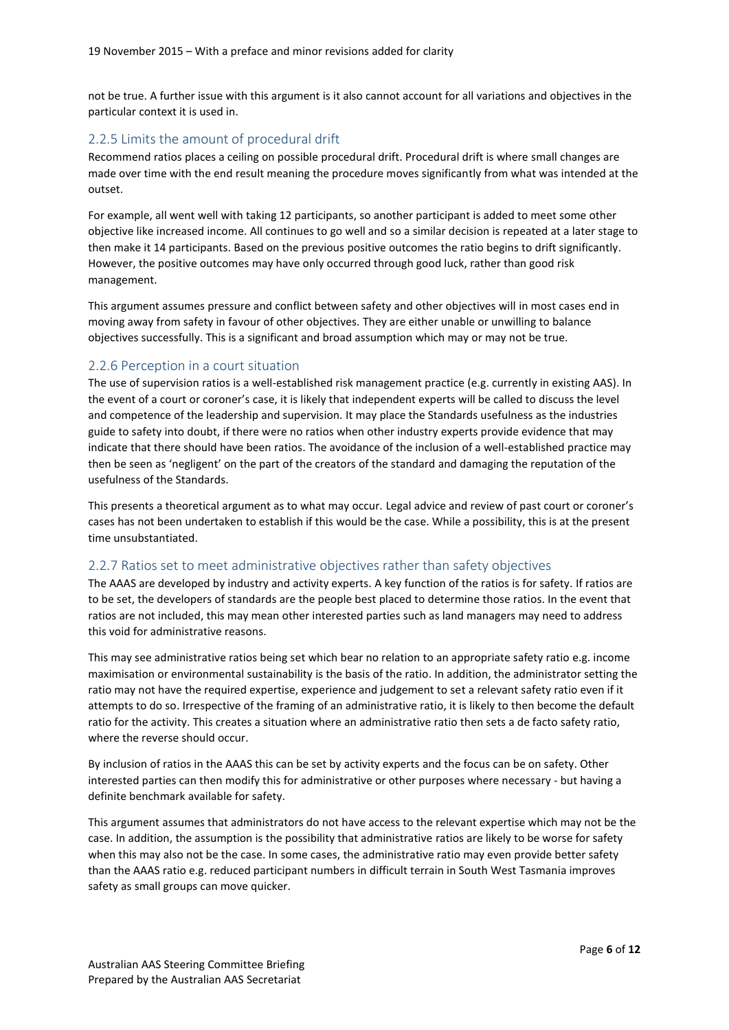not be true. A further issue with this argument is it also cannot account for all variations and objectives in the particular context it is used in.

### 2.2.5 Limits the amount of procedural drift

Recommend ratios places a ceiling on possible procedural drift. Procedural drift is where small changes are made over time with the end result meaning the procedure moves significantly from what was intended at the outset.

For example, all went well with taking 12 participants, so another participant is added to meet some other objective like increased income. All continues to go well and so a similar decision is repeated at a later stage to then make it 14 participants. Based on the previous positive outcomes the ratio begins to drift significantly. However, the positive outcomes may have only occurred through good luck, rather than good risk management.

This argument assumes pressure and conflict between safety and other objectives will in most cases end in moving away from safety in favour of other objectives. They are either unable or unwilling to balance objectives successfully. This is a significant and broad assumption which may or may not be true.

### 2.2.6 Perception in a court situation

The use of supervision ratios is a well-established risk management practice (e.g. currently in existing AAS). In the event of a court or coroner's case, it is likely that independent experts will be called to discuss the level and competence of the leadership and supervision. It may place the Standards usefulness as the industries guide to safety into doubt, if there were no ratios when other industry experts provide evidence that may indicate that there should have been ratios. The avoidance of the inclusion of a well-established practice may then be seen as 'negligent' on the part of the creators of the standard and damaging the reputation of the usefulness of the Standards.

This presents a theoretical argument as to what may occur. Legal advice and review of past court or coroner's cases has not been undertaken to establish if this would be the case. While a possibility, this is at the present time unsubstantiated.

### 2.2.7 Ratios set to meet administrative objectives rather than safety objectives

The AAAS are developed by industry and activity experts. A key function of the ratios is for safety. If ratios are to be set, the developers of standards are the people best placed to determine those ratios. In the event that ratios are not included, this may mean other interested parties such as land managers may need to address this void for administrative reasons.

This may see administrative ratios being set which bear no relation to an appropriate safety ratio e.g. income maximisation or environmental sustainability is the basis of the ratio. In addition, the administrator setting the ratio may not have the required expertise, experience and judgement to set a relevant safety ratio even if it attempts to do so. Irrespective of the framing of an administrative ratio, it is likely to then become the default ratio for the activity. This creates a situation where an administrative ratio then sets a de facto safety ratio, where the reverse should occur.

By inclusion of ratios in the AAAS this can be set by activity experts and the focus can be on safety. Other interested parties can then modify this for administrative or other purposes where necessary - but having a definite benchmark available for safety.

This argument assumes that administrators do not have access to the relevant expertise which may not be the case. In addition, the assumption is the possibility that administrative ratios are likely to be worse for safety when this may also not be the case. In some cases, the administrative ratio may even provide better safety than the AAAS ratio e.g. reduced participant numbers in difficult terrain in South West Tasmania improves safety as small groups can move quicker.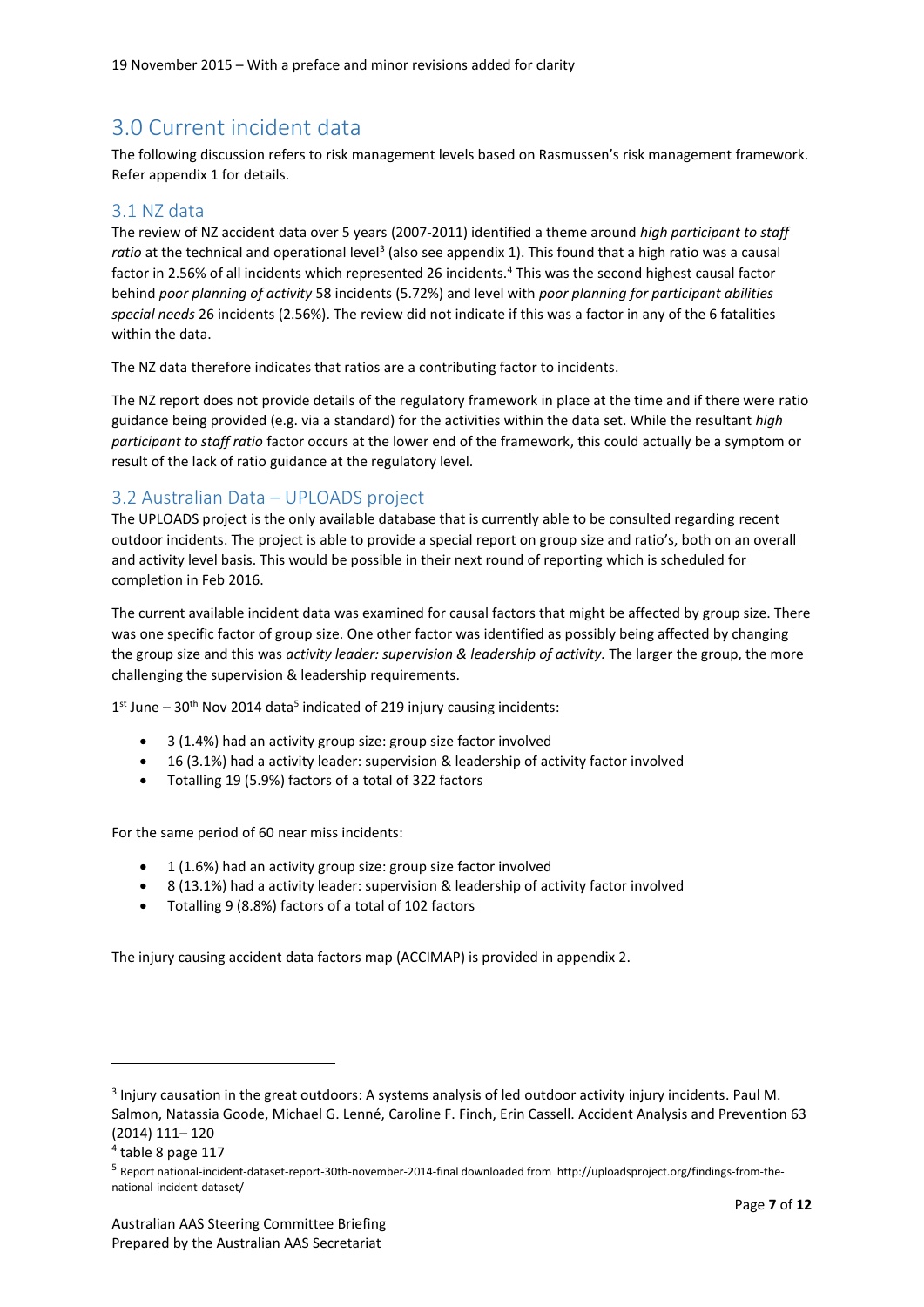19 November 2015 – With a preface and minor revisions added for clarity

# 3.0 Current incident data

The following discussion refers to risk management levels based on Rasmussen's risk management framework. Refer appendix 1 for details.

## 3.1 NZ data

The review of NZ accident data over 5 years (2007-2011) identified a theme around *high participant to staff ratio* at the technical and operational level[3] (also see appendix 1). This found that a high ratio was a causal factor in 2.56% of all incidents which represented 26 incidents.[4] This was the second highest causal factor behind *poor planning of activity* 58 incidents (5.72%) and level with *poor planning for participant abilities special needs* 26 incidents (2.56%). The review did not indicate if this was a factor in any of the 6 fatalities within the data.

The NZ data therefore indicates that ratios are a contributing factor to incidents.

The NZ report does not provide details of the regulatory framework in place at the time and if there were ratio guidance being provided (e.g. via a standard) for the activities within the data set. While the resultant *high participant to staff ratio* factor occurs at the lower end of the framework, this could actually be a symptom or result of the lack of ratio guidance at the regulatory level.

## 3.2 Australian Data – UPLOADS project

The UPLOADS project is the only available database that is currently able to be consulted regarding recent outdoor incidents. The project is able to provide a special report on group size and ratio's, both on an overall and activity level basis. This would be possible in their next round of reporting which is scheduled for completion in Feb 2016.

The current available incident data was examined for causal factors that might be affected by group size. There was one specific factor of group size. One other factor was identified as possibly being affected by changing the group size and this was *activity leader: supervision & leadership of activity.* The larger the group, the more challenging the supervision & leadership requirements.

1st June – 30th Nov 2014 data[5] indicated of 219 injury causing incidents:

- 3 (1.4%) had an activity group size: group size factor involved
- 16 (3.1%) had a activity leader: supervision & leadership of activity factor involved
- Totalling 19 (5.9%) factors of a total of 322 factors

For the same period of 60 near miss incidents:

- 1 (1.6%) had an activity group size: group size factor involved
- 8 (13.1%) had a activity leader: supervision & leadership of activity factor involved
- Totalling 9 (8.8%) factors of a total of 102 factors

The injury causing accident data factors map (ACCIMAP) is provided in appendix 2.

---

[3] Injury causation in the great outdoors: A systems analysis of led outdoor activity injury incidents. Paul M. Salmon, Natassia Goode, Michael G. Lenné, Caroline F. Finch, Erin Cassell. Accident Analysis and Prevention 63 (2014) 111– 120

[4] table 8 page 117

[5] Report national-incident-dataset-report-30th-november-2014-final downloaded from http://uploadsproject.org/findings-from-the-national-incident-dataset/

Australian AAS Steering Committee Briefing
Prepared by the Australian AAS Secretariat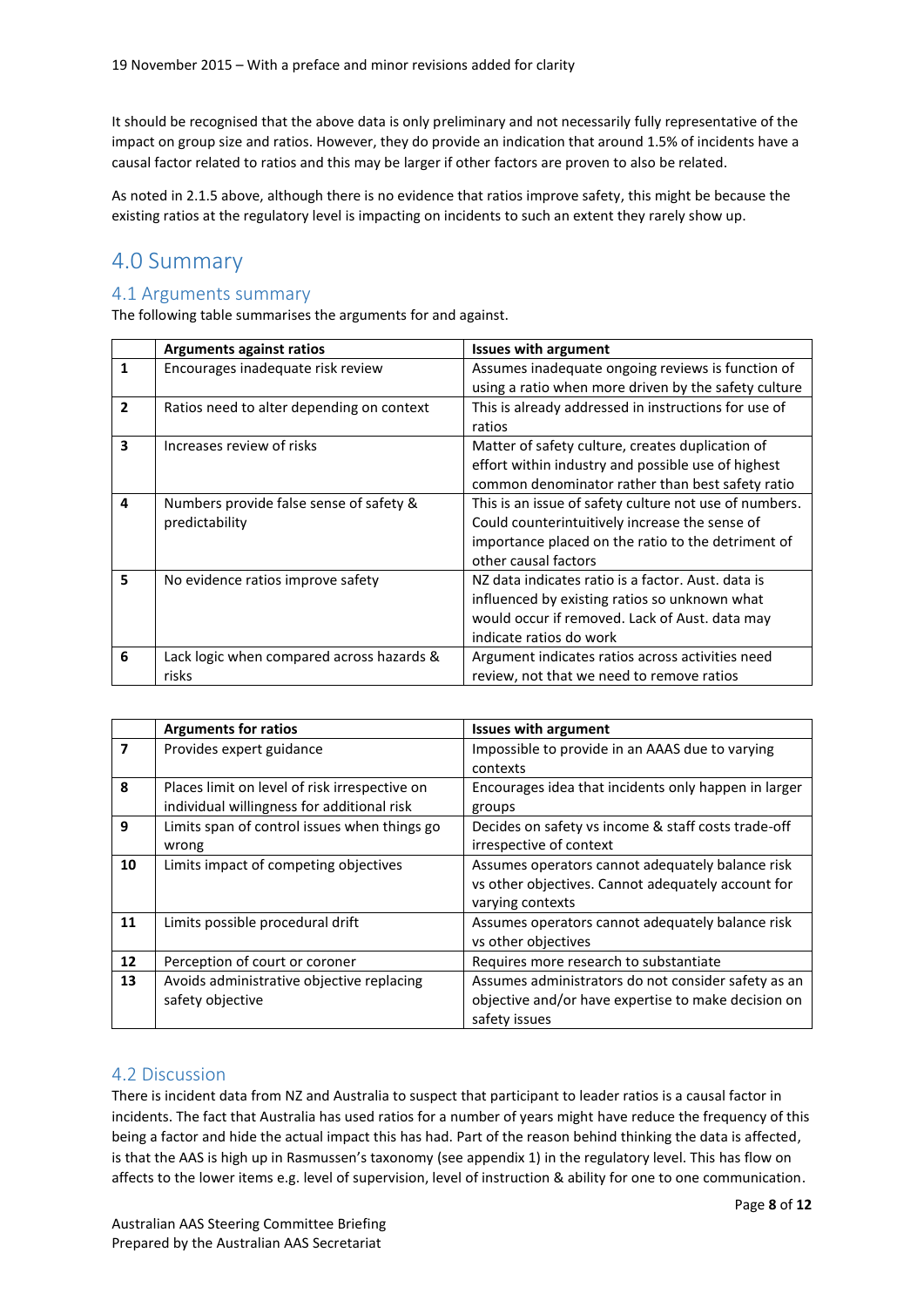It should be recognised that the above data is only preliminary and not necessarily fully representative of the impact on group size and ratios. However, they do provide an indication that around 1.5% of incidents have a causal factor related to ratios and this may be larger if other factors are proven to also be related.

As noted in 2.1.5 above, although there is no evidence that ratios improve safety, this might be because the existing ratios at the regulatory level is impacting on incidents to such an extent they rarely show up.

# 4.0 Summary

## 4.1 Arguments summary

The following table summarises the arguments for and against.

| | **Arguments against ratios** | **Issues with argument** |
|---|---|---|
| **1** | Encourages inadequate risk review | Assumes inadequate ongoing reviews is function of using a ratio when more driven by the safety culture |
| **2** | Ratios need to alter depending on context | This is already addressed in instructions for use of ratios |
| **3** | Increases review of risks | Matter of safety culture, creates duplication of effort within industry and possible use of highest common denominator rather than best safety ratio |
| **4** | Numbers provide false sense of safety & predictability | This is an issue of safety culture not use of numbers. Could counterintuitively increase the sense of importance placed on the ratio to the detriment of other causal factors |
| **5** | No evidence ratios improve safety | NZ data indicates ratio is a factor. Aust. data is influenced by existing ratios so unknown what would occur if removed. Lack of Aust. data may indicate ratios do work |
| **6** | Lack logic when compared across hazards & risks | Argument indicates ratios across activities need review, not that we need to remove ratios |

| | **Arguments for ratios** | **Issues with argument** |
|---|---|---|
| **7** | Provides expert guidance | Impossible to provide in an AAAS due to varying contexts |
| **8** | Places limit on level of risk irrespective on individual willingness for additional risk | Encourages idea that incidents only happen in larger groups |
| **9** | Limits span of control issues when things go wrong | Decides on safety vs income & staff costs trade-off irrespective of context |
| **10** | Limits impact of competing objectives | Assumes operators cannot adequately balance risk vs other objectives. Cannot adequately account for varying contexts |
| **11** | Limits possible procedural drift | Assumes operators cannot adequately balance risk vs other objectives |
| **12** | Perception of court or coroner | Requires more research to substantiate |
| **13** | Avoids administrative objective replacing safety objective | Assumes administrators do not consider safety as an objective and/or have expertise to make decision on safety issues |

## 4.2 Discussion

There is incident data from NZ and Australia to suspect that participant to leader ratios is a causal factor in incidents. The fact that Australia has used ratios for a number of years might have reduce the frequency of this being a factor and hide the actual impact this has had. Part of the reason behind thinking the data is affected, is that the AAS is high up in Rasmussen's taxonomy (see appendix 1) in the regulatory level. This has flow on affects to the lower items e.g. level of supervision, level of instruction & ability for one to one communication.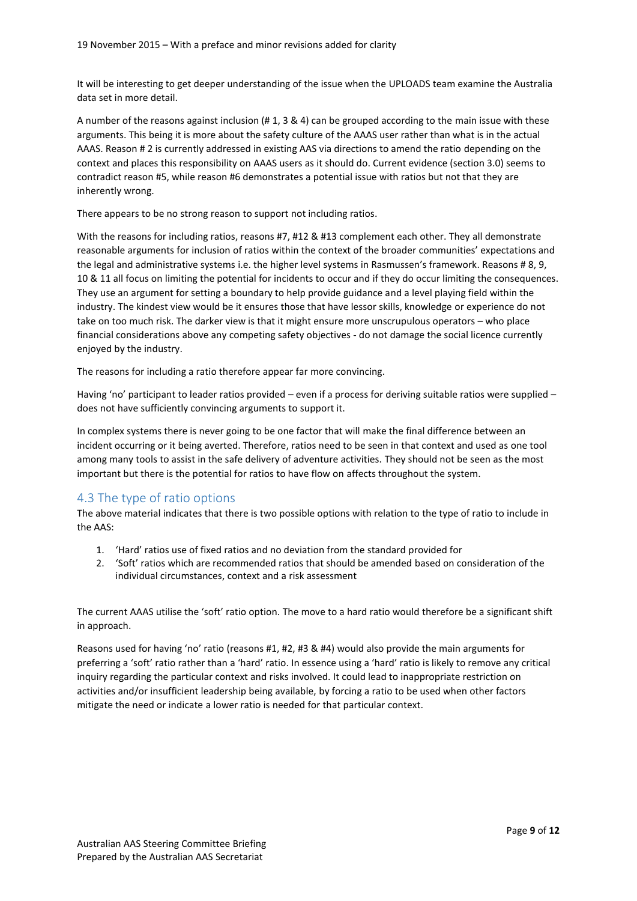It will be interesting to get deeper understanding of the issue when the UPLOADS team examine the Australia data set in more detail.

A number of the reasons against inclusion (# 1, 3 & 4) can be grouped according to the main issue with these arguments. This being it is more about the safety culture of the AAAS user rather than what is in the actual AAAS. Reason # 2 is currently addressed in existing AAS via directions to amend the ratio depending on the context and places this responsibility on AAAS users as it should do. Current evidence (section 3.0) seems to contradict reason #5, while reason #6 demonstrates a potential issue with ratios but not that they are inherently wrong.

There appears to be no strong reason to support not including ratios.

With the reasons for including ratios, reasons #7, #12 & #13 complement each other. They all demonstrate reasonable arguments for inclusion of ratios within the context of the broader communities' expectations and the legal and administrative systems i.e. the higher level systems in Rasmussen's framework. Reasons # 8, 9, 10 & 11 all focus on limiting the potential for incidents to occur and if they do occur limiting the consequences. They use an argument for setting a boundary to help provide guidance and a level playing field within the industry. The kindest view would be it ensures those that have lessor skills, knowledge or experience do not take on too much risk. The darker view is that it might ensure more unscrupulous operators – who place financial considerations above any competing safety objectives - do not damage the social licence currently enjoyed by the industry.

The reasons for including a ratio therefore appear far more convincing.

Having 'no' participant to leader ratios provided – even if a process for deriving suitable ratios were supplied – does not have sufficiently convincing arguments to support it.

In complex systems there is never going to be one factor that will make the final difference between an incident occurring or it being averted. Therefore, ratios need to be seen in that context and used as one tool among many tools to assist in the safe delivery of adventure activities. They should not be seen as the most important but there is the potential for ratios to have flow on affects throughout the system.

## 4.3 The type of ratio options

The above material indicates that there is two possible options with relation to the type of ratio to include in the AAS:

1. 'Hard' ratios use of fixed ratios and no deviation from the standard provided for
2. 'Soft' ratios which are recommended ratios that should be amended based on consideration of the individual circumstances, context and a risk assessment

The current AAAS utilise the 'soft' ratio option. The move to a hard ratio would therefore be a significant shift in approach.

Reasons used for having 'no' ratio (reasons #1, #2, #3 & #4) would also provide the main arguments for preferring a 'soft' ratio rather than a 'hard' ratio. In essence using a 'hard' ratio is likely to remove any critical inquiry regarding the particular context and risks involved. It could lead to inappropriate restriction on activities and/or insufficient leadership being available, by forcing a ratio to be used when other factors mitigate the need or indicate a lower ratio is needed for that particular context.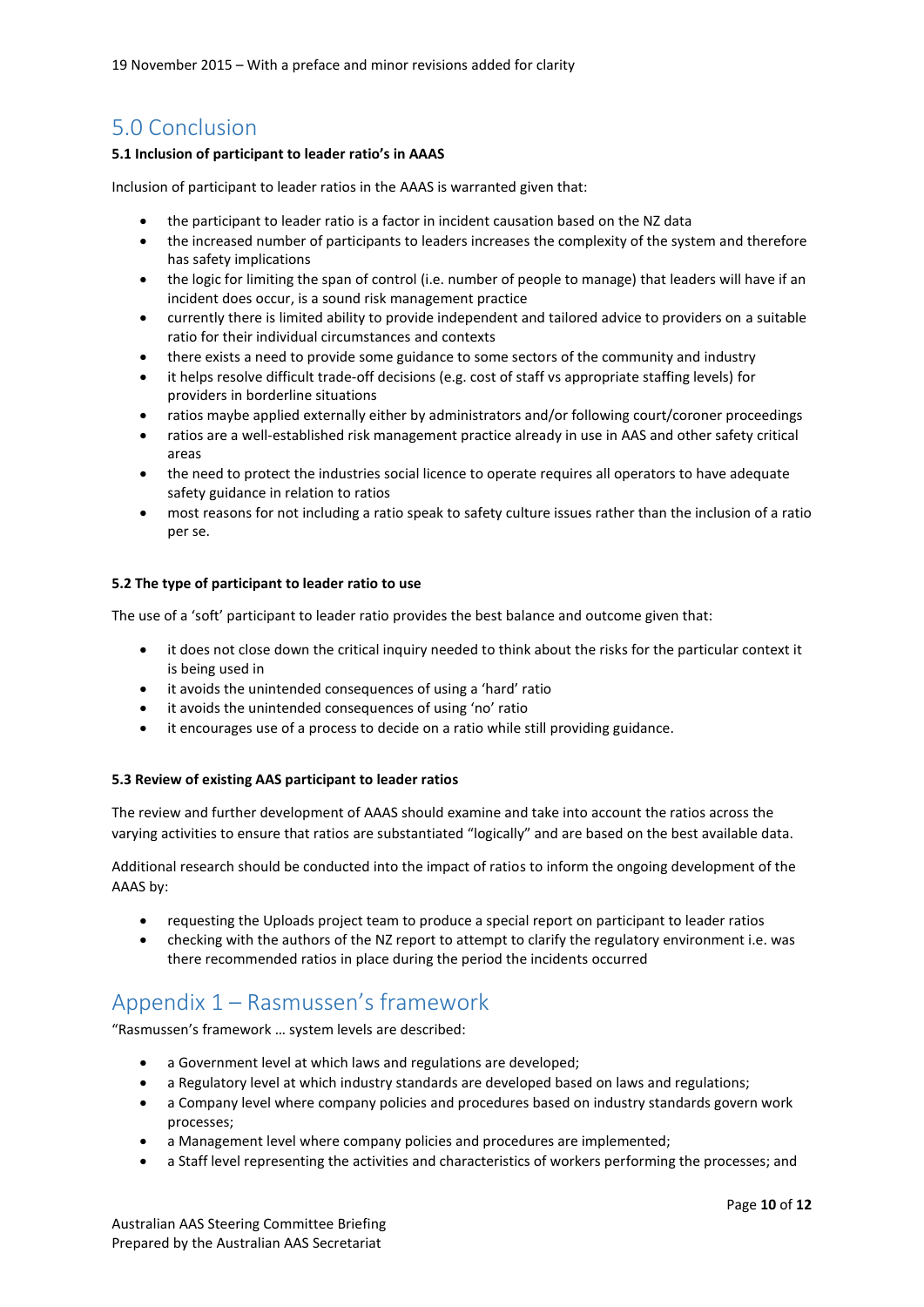19 November 2015 – With a preface and minor revisions added for clarity

## 5.0 Conclusion

**5.1 Inclusion of participant to leader ratio's in AAAS**

Inclusion of participant to leader ratios in the AAAS is warranted given that:

- the participant to leader ratio is a factor in incident causation based on the NZ data
- the increased number of participants to leaders increases the complexity of the system and therefore has safety implications
- the logic for limiting the span of control (i.e. number of people to manage) that leaders will have if an incident does occur, is a sound risk management practice
- currently there is limited ability to provide independent and tailored advice to providers on a suitable ratio for their individual circumstances and contexts
- there exists a need to provide some guidance to some sectors of the community and industry
- it helps resolve difficult trade-off decisions (e.g. cost of staff vs appropriate staffing levels) for providers in borderline situations
- ratios maybe applied externally either by administrators and/or following court/coroner proceedings
- ratios are a well-established risk management practice already in use in AAS and other safety critical areas
- the need to protect the industries social licence to operate requires all operators to have adequate safety guidance in relation to ratios
- most reasons for not including a ratio speak to safety culture issues rather than the inclusion of a ratio per se.

**5.2 The type of participant to leader ratio to use**

The use of a 'soft' participant to leader ratio provides the best balance and outcome given that:

- it does not close down the critical inquiry needed to think about the risks for the particular context it is being used in
- it avoids the unintended consequences of using a 'hard' ratio
- it avoids the unintended consequences of using 'no' ratio
- it encourages use of a process to decide on a ratio while still providing guidance.

**5.3 Review of existing AAS participant to leader ratios**

The review and further development of AAAS should examine and take into account the ratios across the varying activities to ensure that ratios are substantiated "logically" and are based on the best available data.

Additional research should be conducted into the impact of ratios to inform the ongoing development of the AAAS by:

- requesting the Uploads project team to produce a special report on participant to leader ratios
- checking with the authors of the NZ report to attempt to clarify the regulatory environment i.e. was there recommended ratios in place during the period the incidents occurred

## Appendix 1 – Rasmussen's framework

"Rasmussen's framework … system levels are described:

- a Government level at which laws and regulations are developed;
- a Regulatory level at which industry standards are developed based on laws and regulations;
- a Company level where company policies and procedures based on industry standards govern work processes;
- a Management level where company policies and procedures are implemented;
- a Staff level representing the activities and characteristics of workers performing the processes; and

Australian AAS Steering Committee Briefing
Prepared by the Australian AAS Secretariat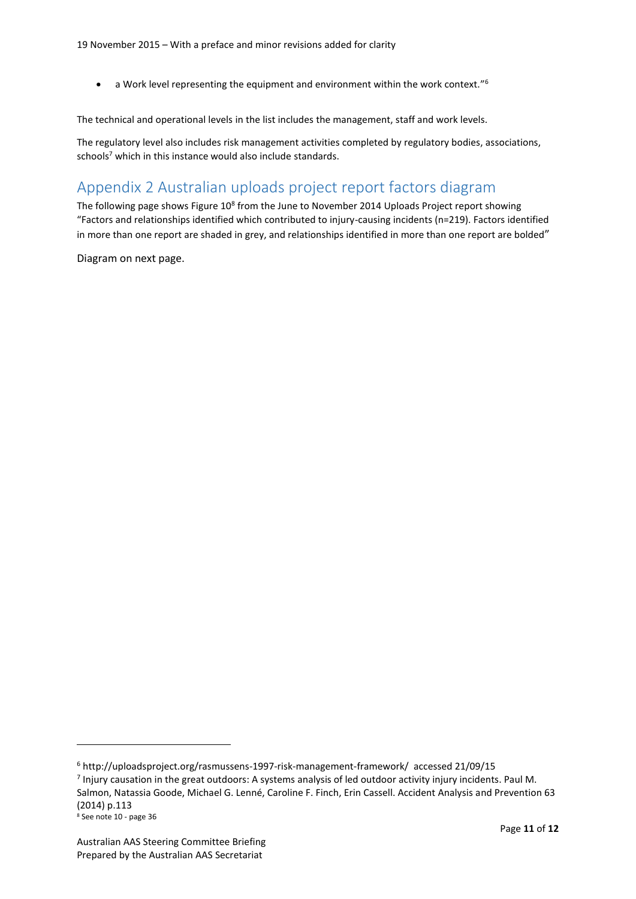- a Work level representing the equipment and environment within the work context."[6]

The technical and operational levels in the list includes the management, staff and work levels.

The regulatory level also includes risk management activities completed by regulatory bodies, associations, schools[7] which in this instance would also include standards.

## Appendix 2 Australian uploads project report factors diagram

The following page shows Figure 10[8] from the June to November 2014 Uploads Project report showing "Factors and relationships identified which contributed to injury-causing incidents (n=219). Factors identified in more than one report are shaded in grey, and relationships identified in more than one report are bolded"

Diagram on next page.

---

[6] http://uploadsproject.org/rasmussens-1997-risk-management-framework/ accessed 21/09/15

[7] Injury causation in the great outdoors: A systems analysis of led outdoor activity injury incidents. Paul M. Salmon, Natassia Goode, Michael G. Lenné, Caroline F. Finch, Erin Cassell. Accident Analysis and Prevention 63 (2014) p.113

[8] See note 10 - page 36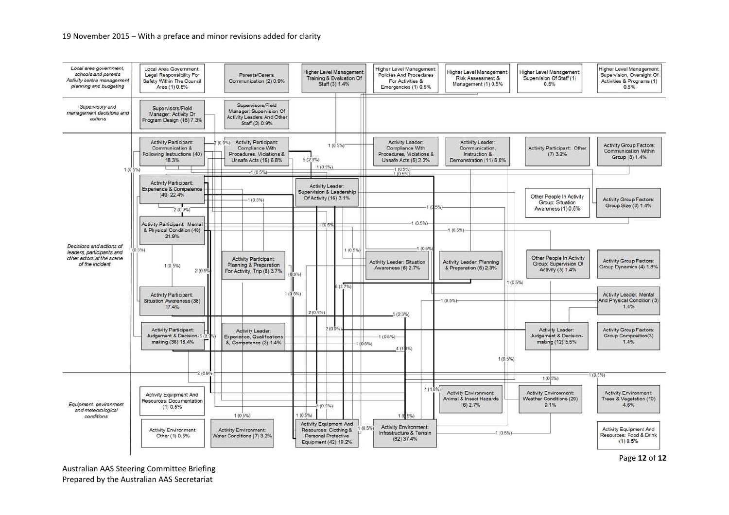19 November 2015 – With a preface and minor revisions added for clarity

*Local area government, schools and parents Activity centre management planning and budgeting*

Local Area Government: Legal Responsibility For Safety Within The Council Area (1) 0.5%

Parents/Carers: Communication (2) 0.9%

Higher Level Management: Training & Evaluation Of Staff (3) 1.4%

Higher Level Management: Policies And Procedures For Activities & Emergencies (1) 0.5%

Higher Level Management: Risk Assessment & Management (1) 0.5%

Higher Level Management: Supervision Of Staff (1) 0.5%

Higher Level Management: Supervision, Oversight Of Activities & Programs (1) 0.5%

*Supervisory and management decisions and actions*

Supervisors/Field Manager: Activity Or Program Design (16) 7.3%

Supervisors/Field Manager: Supervision Of Activity Leaders And Other Staff (2) 0.9%

*Decisions and actions of leaders, participants and other actors at the scene of the incident*

Activity Participant: Communication & Following Instructions (40) 18.3%

Activity Participant: Compliance With Procedures, Violations & Unsafe Acts (15) 6.8%

Activity Leader: Compliance With Procedures, Violations & Unsafe Acts (5) 2.3%

Activity Leader: Communication, Instruction & Demonstration (11) 5.0%

Activity Participant: Other (7) 3.2%

Activity Group Factors: Communication Within Group (3) 1.4%

Activity Participant: Experience & Competence (49) 22.4%

Activity Leader: Supervision & Leadership Of Activity (16) 3.1%

Other People In Activity Group: Situation Awareness (1) 0.5%

Activity Group Factors: Group Size (3) 1.4%

Activity Participant: Mental & Physical Condition (48) 21.9%

Activity Participant: Planning & Preperation For Activity, Trip (8) 3.7%

Activity Leader: Situation Awareness (6) 2.7%

Activity Leader: Planning & Preparation (5) 2.3%

Other People In Activity Group: Supervision Of Activity (3) 1.4%

Activity Group Factors: Group Dynamics (4) 1.8%

Activity Participant: Situation Awareness (38) 17.4%

Activity Leader: Mental And Physical Condition (3) 1.4%

Activity Participant: Judgement & Decision-making (36) 16.4%

Activity Leader: Experience, Qualifications &, Competence (3) 1.4%

Activity Leader: Judgement & Decision-making (12) 5.5%

Activity Group Factors: Group Composition(3) 1.4%

*Equipment, environment and meteorological conditions*

Activity Equipment And Resources: Documentation (1) 0.5%

Activity Environment: Animal & Insect Hazards (6) 2.7%

Activity Environment: Weather Conditions (20) 9.1%

Activity Environment: Trees & Vegetation (10) 4.6%

Activity Environment: Other (1) 0.5%

Activity Environment: Water Conditions (7) 3.2%

Activity Equipment And Resources: Clothing & Personal Protective Equipment (42) 19.2%

Activity Environment: Infrastructure & Terrain (82) 37.4%

Activity Equipment And Resources: Food & Drink (1) 0.5%

2 (0.9%) 1 (0.5%) 5 (2.3%) 1 (0.5%) 1 (0.5%) 1 (0.5%) 1 (0.5%) 1 (0.5%) 1 (0.5%) 2 (0.9%) 1 (0.5%) 1 (0.5%) 1 (0.5%) 1 (0.5%) 1 (0.5%) 1 (0.5%) 1 (0.5%) 2 (0.9%) 1 (0.5%) 1 (0.5%) 1 (0.5%) 6 (2.7%) 1 (0.5%) 1 (0.5%) 2 (0.9%) 5 (2.3%) 5 (2.3%) 2 (0.9%) 1 (0.5%) 1 (0.5%) 4 (1.8%) 1 (0.5%) 2 (0.9%) 1 (0.5%) 1 (0.5%) 4 (1.8%) 1 (0.5%) 1 (0.5%) 1 (0.5%) 1 (0.5%) 1 (0.5%) 1 (0.5%)

Australian AAS Steering Committee Briefing
Prepared by the Australian AAS Secretariat